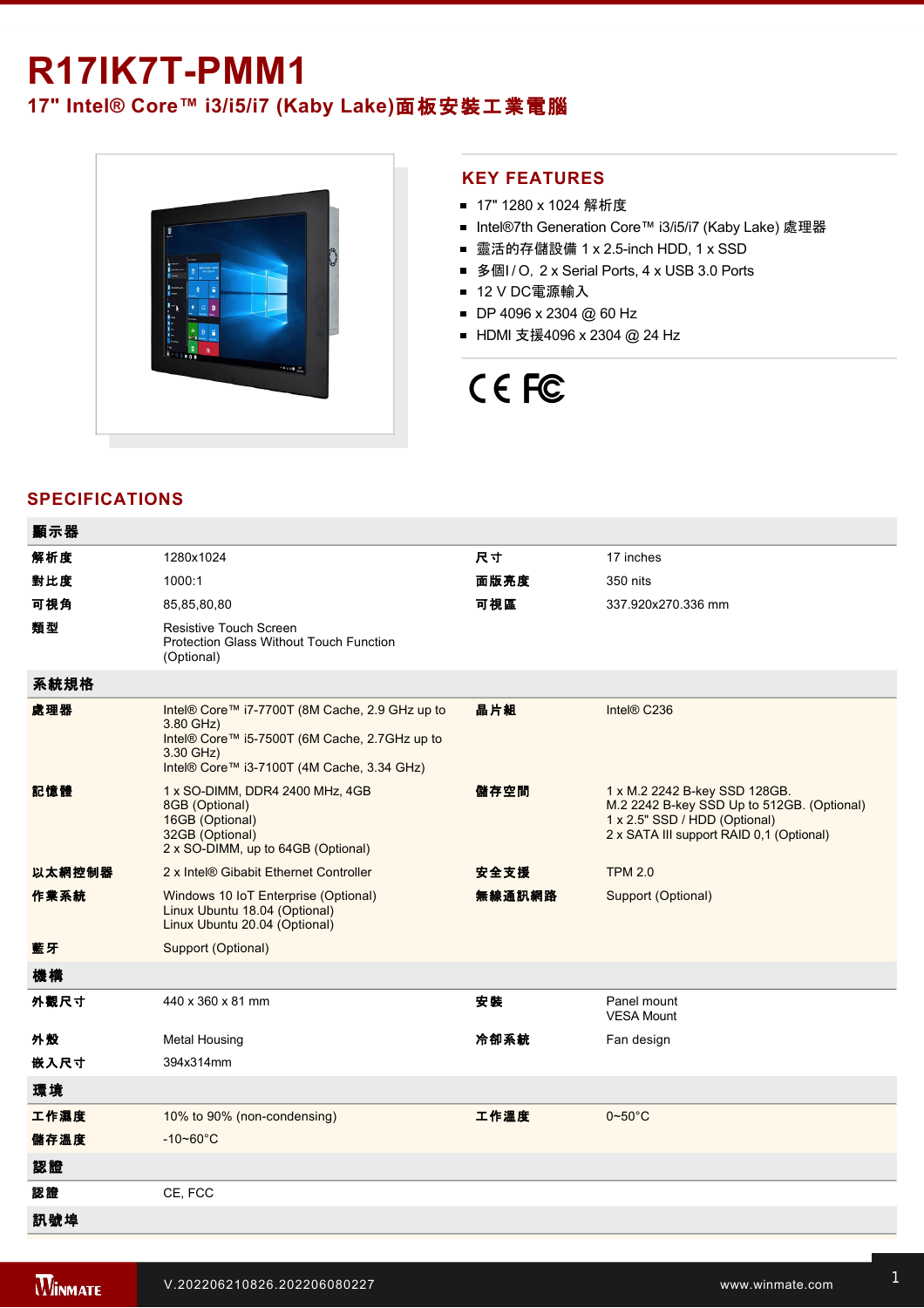# R17IK7T-PMM1

## 17" Intel® Core™ i3/i5/i7 (Kaby Lake)面板安裝工業電腦

## KEY FEATURES

- 17" 1280 x 1024 解析度
- Intel®7th Generation Core™ i3/i5/i7 (Kaby Lake) 處理器
- 靈活的存儲設備 1 x 2.5-inch HDD, 1 x SSD
- 多個I / O, 2 x Serial Ports, 4 x USB 3.0 Ports
- 12 V DC電源輸入
- DP 4096 x 2304 @ 60 Hz
- HDMI 支援4096 x 2304 @ 24 Hz

CE FC

## SPECIFICATIONS

| 顯示器 | | | |
|---|---|---|---|
| 解析度 | 1280x1024 | 尺寸 | 17 inches |
| 對比度 | 1000:1 | 面版亮度 | 350 nits |
| 可視角 | 85,85,80,80 | 可視區 | 337.920x270.336 mm |
| 類型 | Resistive Touch Screen<br>Protection Glass Without Touch Function (Optional) | | |
| **系統規格** | | | |
| 處理器 | Intel® Core™ i7-7700T (8M Cache, 2.9 GHz up to 3.80 GHz)<br>Intel® Core™ i5-7500T (6M Cache, 2.7GHz up to 3.30 GHz)<br>Intel® Core™ i3-7100T (4M Cache, 3.34 GHz) | 晶片組 | Intel® C236 |
| 記憶體 | 1 x SO-DIMM, DDR4 2400 MHz, 4GB<br>8GB (Optional)<br>16GB (Optional)<br>32GB (Optional)<br>2 x SO-DIMM, up to 64GB (Optional) | 儲存空間 | 1 x M.2 2242 B-key SSD 128GB.<br>M.2 2242 B-key SSD Up to 512GB. (Optional)<br>1 x 2.5" SSD / HDD (Optional)<br>2 x SATA III support RAID 0,1 (Optional) |
| 以太網控制器 | 2 x Intel® Gibabit Ethernet Controller | 安全支援 | TPM 2.0 |
| 作業系統 | Windows 10 IoT Enterprise (Optional)<br>Linux Ubuntu 18.04 (Optional)<br>Linux Ubuntu 20.04 (Optional) | 無線通訊網路 | Support (Optional) |
| 藍牙 | Support (Optional) | | |
| **機構** | | | |
| 外觀尺寸 | 440 x 360 x 81 mm | 安裝 | Panel mount<br>VESA Mount |
| 外殼 | Metal Housing | 冷卻系統 | Fan design |
| 嵌入尺寸 | 394x314mm | | |
| **環境** | | | |
| 工作濕度 | 10% to 90% (non-condensing) | 工作溫度 | 0~50°C |
| 儲存溫度 | -10~60°C | | |
| **認證** | | | |
| 認證 | CE, FCC | | |
| **訊號埠** | | | |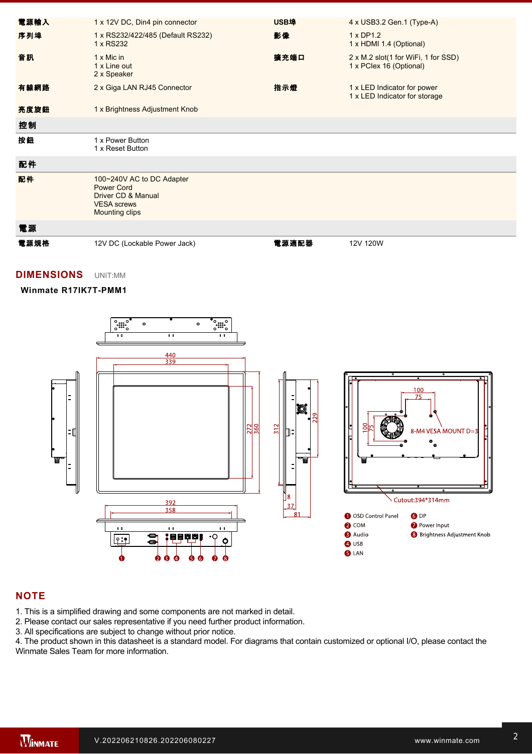| | | | |
|---|---|---|---|
| 電源輸入 | 1 x 12V DC, Din4 pin connector | USB埠 | 4 x USB3.2 Gen.1 (Type-A) |
| 序列埠 | 1 x RS232/422/485 (Default RS232)<br>1 x RS232 | 影像 | 1 x DP1.2<br>1 x HDMI 1.4 (Optional) |
| 音訊 | 1 x Mic in<br>1 x Line out<br>2 x Speaker | 擴充端口 | 2 x M.2 slot(1 for WiFi, 1 for SSD)<br>1 x PClex 16 (Optional) |
| 有線網路 | 2 x Giga LAN RJ45 Connector | 指示燈 | 1 x LED Indicator for power<br>1 x LED Indicator for storage |
| 亮度旋鈕 | 1 x Brightness Adjustment Knob | | |

## 控制

| | |
|---|---|
| 按鈕 | 1 x Power Button<br>1 x Reset Button |

## 配件

| | |
|---|---|
| 配件 | 100~240V AC to DC Adapter<br>Power Cord<br>Driver CD & Manual<br>VESA screws<br>Mounting clips |

## 電源

| | | | |
|---|---|---|---|
| 電源規格 | 12V DC (Lockable Power Jack) | 電源適配器 | 12V 120W |

## DIMENSIONS UNIT:MM

**Winmate R17IK7T-PMM1**

440
339
272
360
312
229
100
75
100
75
8-M4 VESA MOUNT D=3
392
358
8
37
81
Cutout:394*314mm

1 OSD Control Panel
2 COM
3 Audio
4 USB
5 LAN
6 DP
7 Power Input
8 Brightness Adjustment Knob

## NOTE

1. This is a simplified drawing and some components are not marked in detail.
2. Please contact our sales representative if you need further product information.
3. All specifications are subject to change without prior notice.
4. The product shown in this datasheet is a standard model. For diagrams that contain customized or optional I/O, please contact the Winmate Sales Team for more information.